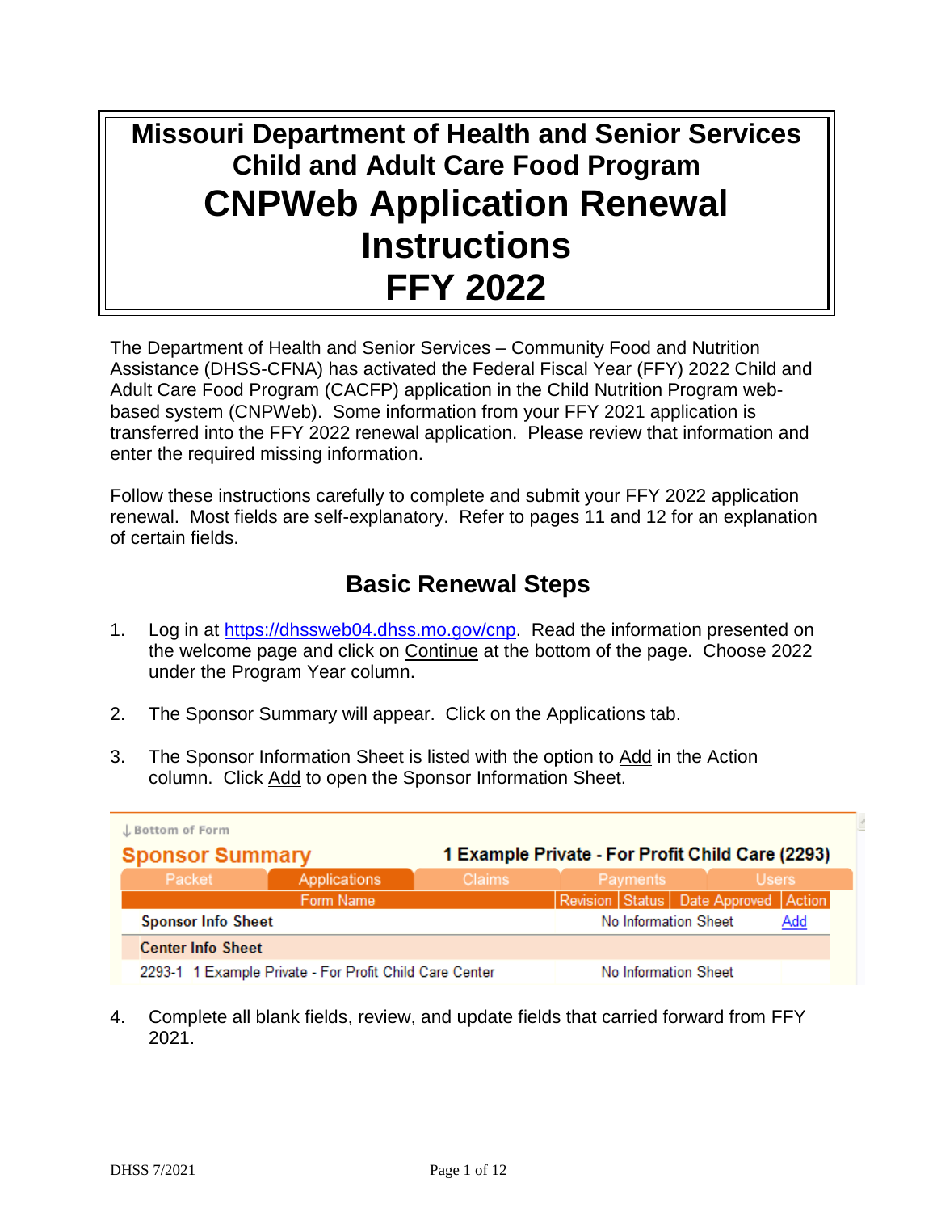# Missouri Department of Health and Senior Services
# Child and Adult Care Food Program
# CNPWeb Application Renewal Instructions
# FFY 2022

The Department of Health and Senior Services – Community Food and Nutrition Assistance (DHSS-CFNA) has activated the Federal Fiscal Year (FFY) 2022 Child and Adult Care Food Program (CACFP) application in the Child Nutrition Program web-based system (CNPWeb). Some information from your FFY 2021 application is transferred into the FFY 2022 renewal application. Please review that information and enter the required missing information.

Follow these instructions carefully to complete and submit your FFY 2022 application renewal. Most fields are self-explanatory. Refer to pages 11 and 12 for an explanation of certain fields.

## Basic Renewal Steps

1. Log in at https://dhssweb04.dhss.mo.gov/cnp. Read the information presented on the welcome page and click on Continue at the bottom of the page. Choose 2022 under the Program Year column.

2. The Sponsor Summary will appear. Click on the Applications tab.

3. The Sponsor Information Sheet is listed with the option to Add in the Action column. Click Add to open the Sponsor Information Sheet.

↓ Bottom of Form

**Sponsor Summary** — 1 Example Private - For Profit Child Care (2293)

Packet | Applications | Claims | Payments | Users

| Form Name | Revision | Status | Date Approved | Action |
|---|---|---|---|---|
| **Sponsor Info Sheet** | | No Information Sheet | | Add |
| **Center Info Sheet** | | | | |
| 2293-1 1 Example Private - For Profit Child Care Center | | No Information Sheet | | |

4. Complete all blank fields, review, and update fields that carried forward from FFY 2021.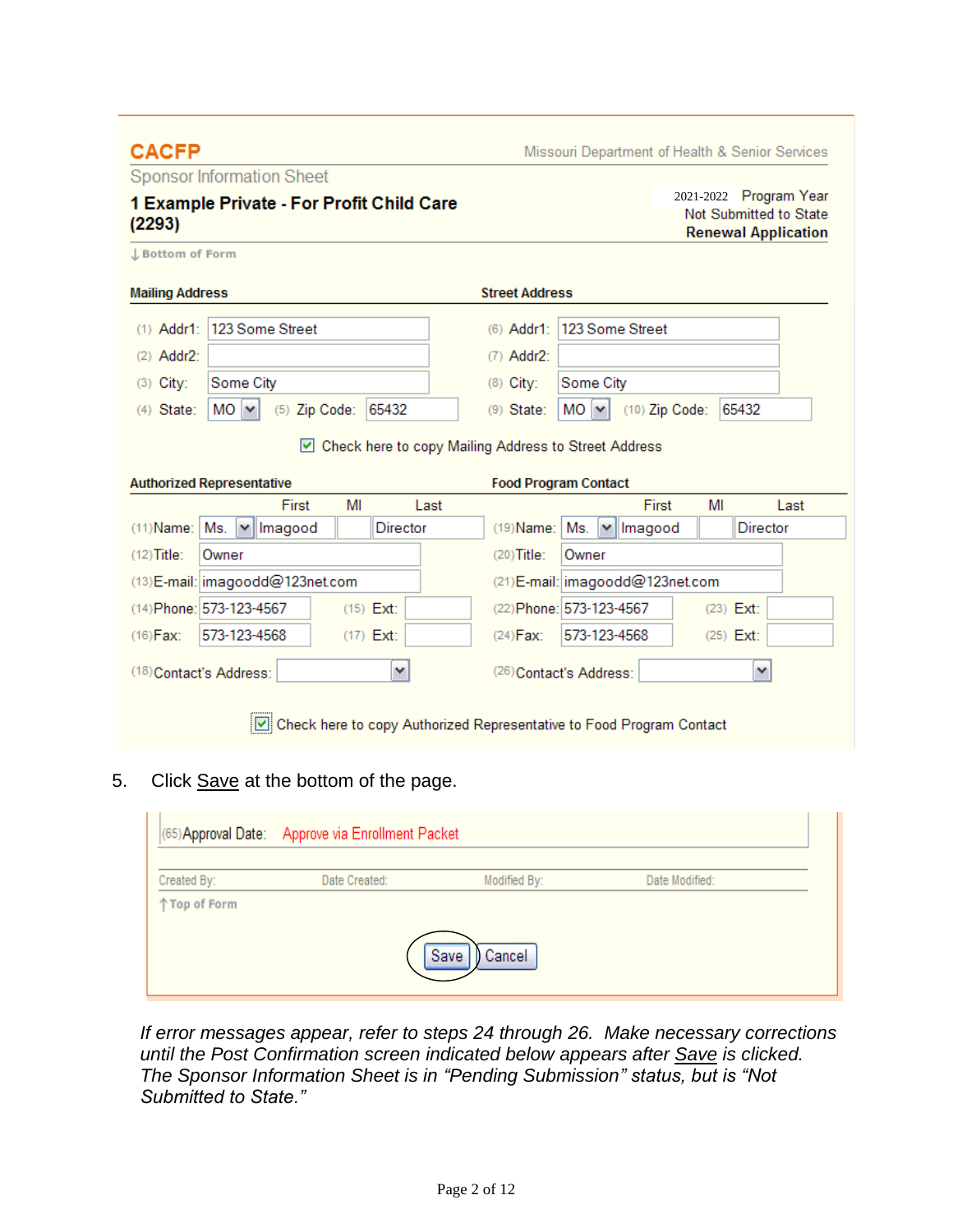**CACFP** Missouri Department of Health & Senior Services

Sponsor Information Sheet

**1 Example Private - For Profit Child Care (2293)**

2021-2022 Program Year
Not Submitted to State
**Renewal Application**

↓ Bottom of Form

**Mailing Address**

| | |
|---|---|
| (1) Addr1: | 123 Some Street |
| (2) Addr2: | |
| (3) City: | Some City |
| (4) State: | MO |
| (5) Zip Code: | 65432 |

**Street Address**

| | |
|---|---|
| (6) Addr1: | 123 Some Street |
| (7) Addr2: | |
| (8) City: | Some City |
| (9) State: | MO |
| (10) Zip Code: | 65432 |

☑ Check here to copy Mailing Address to Street Address

**Authorized Representative**

| | First | MI | Last |
|---|---|---|---|
| (11) Name: Ms. | Imagood | | Director |

| | | | |
|---|---|---|---|
| (12) Title: | Owner | | |
| (13) E-mail: | imagoodd@123net.com | | |
| (14) Phone: | 573-123-4567 | (15) Ext: | |
| (16) Fax: | 573-123-4568 | (17) Ext: | |
| (18) Contact's Address: | | | |

**Food Program Contact**

| | First | MI | Last |
|---|---|---|---|
| (19) Name: Ms. | Imagood | | Director |

| | | | |
|---|---|---|---|
| (20) Title: | Owner | | |
| (21) E-mail: | imagoodd@123net.com | | |
| (22) Phone: | 573-123-4567 | (23) Ext: | |
| (24) Fax: | 573-123-4568 | (25) Ext: | |
| (26) Contact's Address: | | | |

☑ Check here to copy Authorized Representative to Food Program Contact

5. Click Save at the bottom of the page.

(65) Approval Date: Approve via Enrollment Packet

| Created By: | Date Created: | Modified By: | Date Modified: |
|---|---|---|---|

↑ Top of Form

[Save] [Cancel]

*If error messages appear, refer to steps 24 through 26. Make necessary corrections until the Post Confirmation screen indicated below appears after Save is clicked. The Sponsor Information Sheet is in "Pending Submission" status, but is "Not Submitted to State."*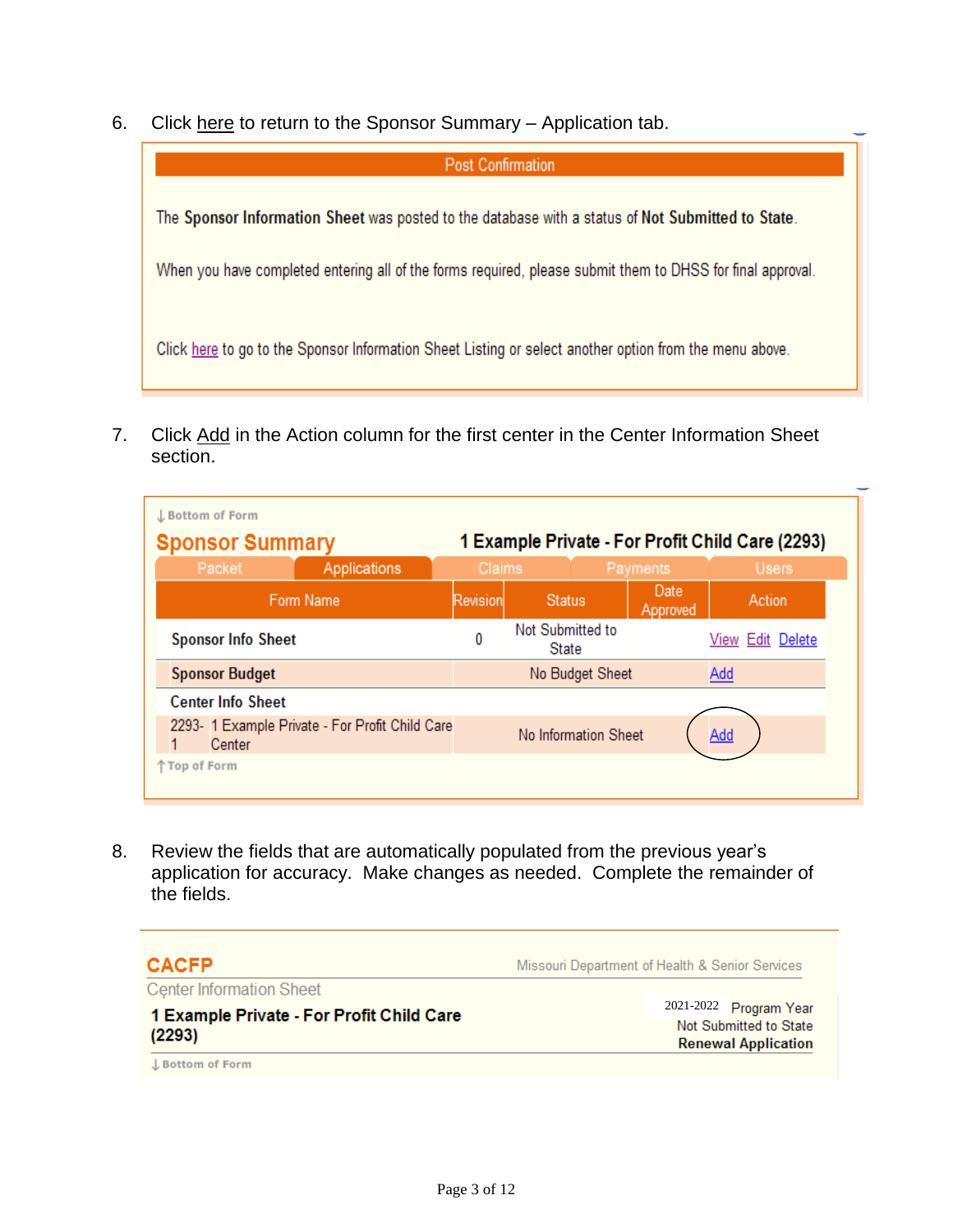6. Click here to return to the Sponsor Summary – Application tab.

**Post Confirmation**

The **Sponsor Information Sheet** was posted to the database with a status of **Not Submitted to State**.

When you have completed entering all of the forms required, please submit them to DHSS for final approval.

Click here to go to the Sponsor Information Sheet Listing or select another option from the menu above.

7. Click Add in the Action column for the first center in the Center Information Sheet section.

↓Bottom of Form

**Sponsor Summary** — **1 Example Private - For Profit Child Care (2293)**

Packet | Applications | Claims | Payments | Users

| Form Name | Revision | Status | Date Approved | Action |
|---|---|---|---|---|
| **Sponsor Info Sheet** | 0 | Not Submitted to State | | View Edit Delete |
| **Sponsor Budget** | | No Budget Sheet | | Add |
| **Center Info Sheet** | | | | |
| 2293-1 1 Example Private - For Profit Child Care Center | | No Information Sheet | | Add |

↑Top of Form

8. Review the fields that are automatically populated from the previous year's application for accuracy. Make changes as needed. Complete the remainder of the fields.

**CACFP** — Missouri Department of Health & Senior Services

Center Information Sheet

**1 Example Private - For Profit Child Care (2293)**

2021-2022 Program Year
Not Submitted to State
**Renewal Application**

↓Bottom of Form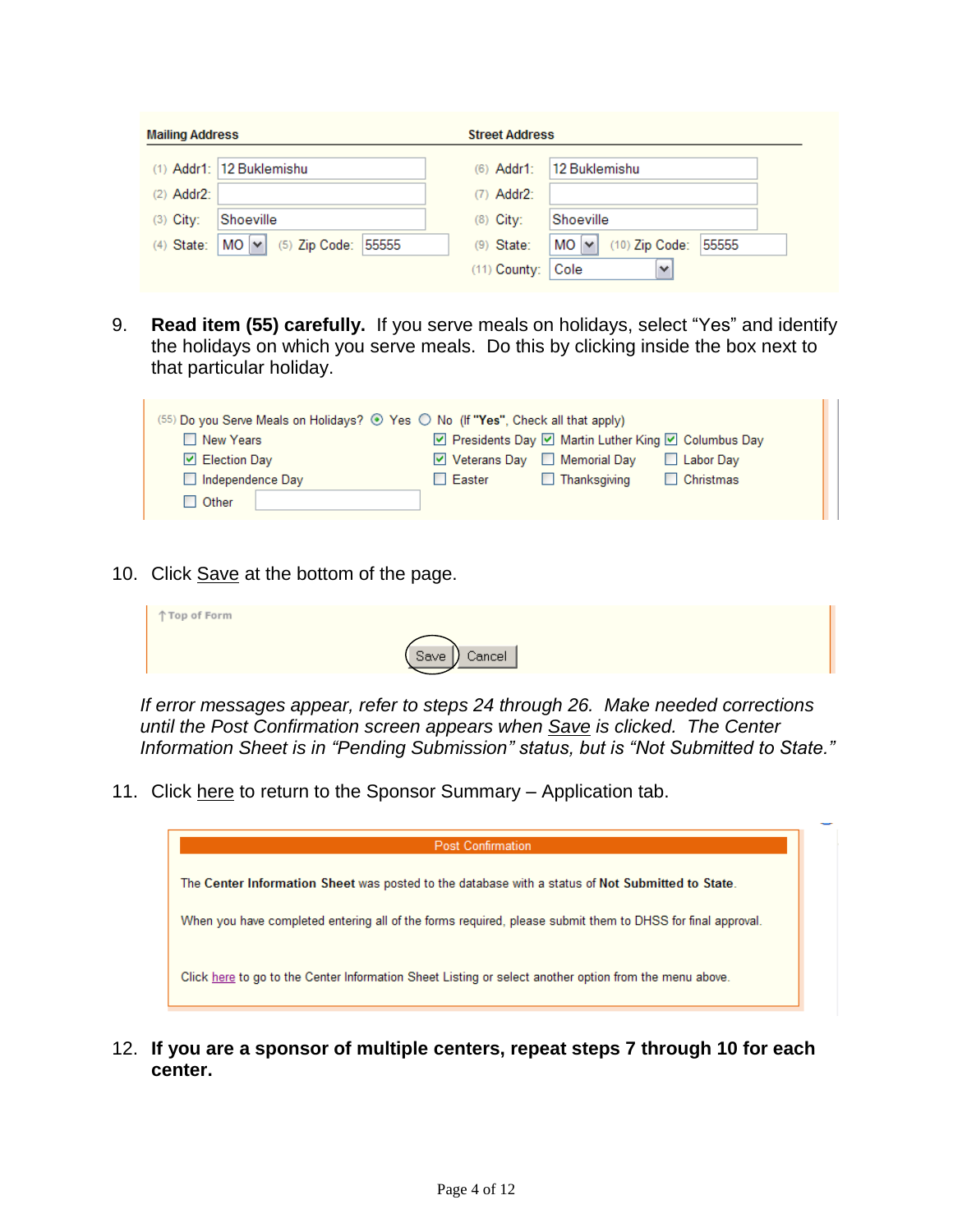| Mailing Address | | | | Street Address | | | |
|---|---|---|---|---|---|---|---|
| (1) Addr1: | 12 Buklemishu | | | (6) Addr1: | 12 Buklemishu | | |
| (2) Addr2: | | | | (7) Addr2: | | | |
| (3) City: | Shoeville | | | (8) City: | Shoeville | | |
| (4) State: | MO | (5) Zip Code: | 55555 | (9) State: | MO | (10) Zip Code: | 55555 |
| | | | | (11) County: | Cole | | |

9. **Read item (55) carefully.** If you serve meals on holidays, select "Yes" and identify the holidays on which you serve meals. Do this by clicking inside the box next to that particular holiday.

(55) Do you Serve Meals on Holidays? (•) Yes ( ) No (If **"Yes"**, Check all that apply)

| | | | |
|---|---|---|---|
| ☐ New Years | ☑ Presidents Day | ☑ Martin Luther King | ☑ Columbus Day |
| ☑ Election Day | ☑ Veterans Day | ☐ Memorial Day | ☐ Labor Day |
| ☐ Independence Day | ☐ Easter | ☐ Thanksgiving | ☐ Christmas |
| ☐ Other | | | |

10. Click Save at the bottom of the page.

↑Top of Form

[Save] [Cancel]

*If error messages appear, refer to steps 24 through 26. Make needed corrections until the Post Confirmation screen appears when Save is clicked. The Center Information Sheet is in "Pending Submission" status, but is "Not Submitted to State."*

11. Click here to return to the Sponsor Summary – Application tab.

**Post Confirmation**

The **Center Information Sheet** was posted to the database with a status of **Not Submitted to State**.

When you have completed entering all of the forms required, please submit them to DHSS for final approval.

Click here to go to the Center Information Sheet Listing or select another option from the menu above.

12. **If you are a sponsor of multiple centers, repeat steps 7 through 10 for each center.**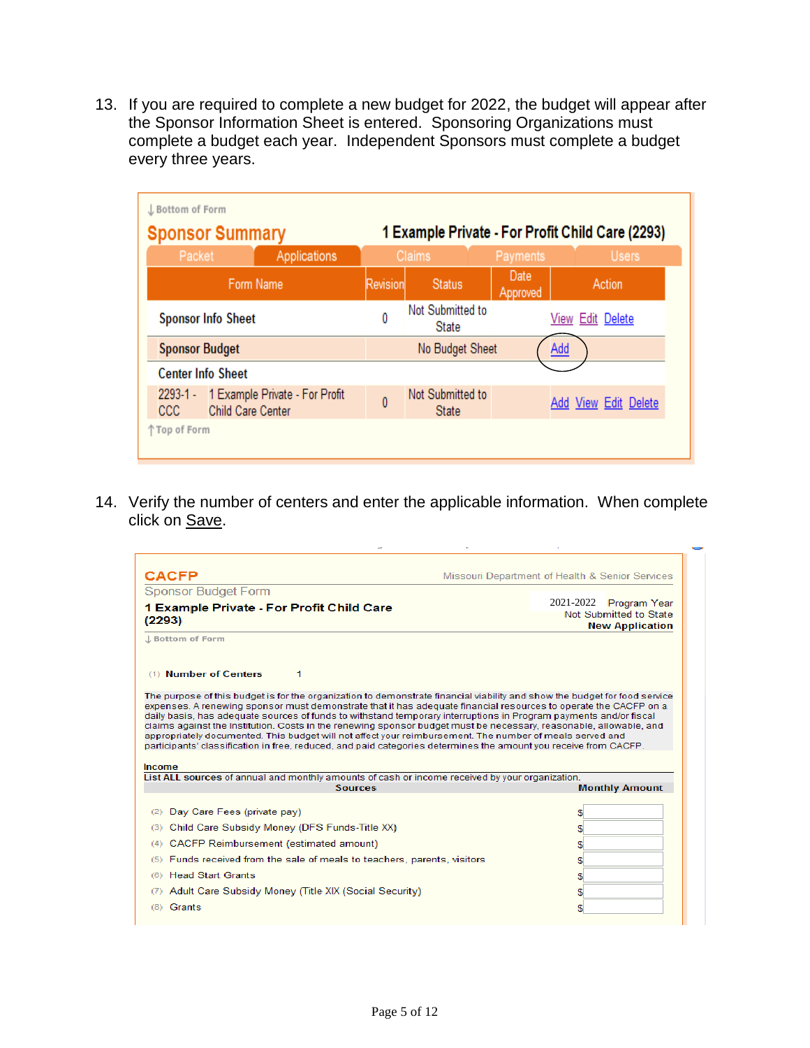13. If you are required to complete a new budget for 2022, the budget will appear after the Sponsor Information Sheet is entered. Sponsoring Organizations must complete a budget each year. Independent Sponsors must complete a budget every three years.

↓Bottom of Form

**Sponsor Summary** — 1 Example Private - For Profit Child Care (2293)

Packet | Applications | Claims | Payments | Users

| Form Name | | Revision | Status | Date Approved | Action |
|---|---|---|---|---|---|
| Sponsor Info Sheet | | 0 | Not Submitted to State | | View Edit Delete |
| Sponsor Budget | | | No Budget Sheet | | Add |
| Center Info Sheet | | | | | |
| 2293-1 - CCC | 1 Example Private - For Profit Child Care Center | 0 | Not Submitted to State | | Add View Edit Delete |

↑Top of Form

14. Verify the number of centers and enter the applicable information. When complete click on Save.

**CACFP** — Missouri Department of Health & Senior Services

Sponsor Budget Form

**1 Example Private - For Profit Child Care (2293)**

2021-2022 Program Year
Not Submitted to State
**New Application**

↓Bottom of Form

(1) **Number of Centers** 1

The purpose of this budget is for the organization to demonstrate financial viability and show the budget for food service expenses. A renewing sponsor must demonstrate that it has adequate financial resources to operate the CACFP on a daily basis, has adequate sources of funds to withstand temporary interruptions in Program payments and/or fiscal claims against the institution. Costs in the renewing sponsor budget must be necessary, reasonable, allowable, and appropriately documented. This budget will not affect your reimbursement. The number of meals served and participants' classification in free, reduced, and paid categories determines the amount you receive from CACFP.

**Income**

List ALL sources of annual and monthly amounts of cash or income received by your organization.

| Sources | Monthly Amount |
|---|---|
| (2) Day Care Fees (private pay) | $ |
| (3) Child Care Subsidy Money (DFS Funds-Title XX) | $ |
| (4) CACFP Reimbursement (estimated amount) | $ |
| (5) Funds received from the sale of meals to teachers, parents, visitors | $ |
| (6) Head Start Grants | $ |
| (7) Adult Care Subsidy Money (Title XIX (Social Security) | $ |
| (8) Grants | $ |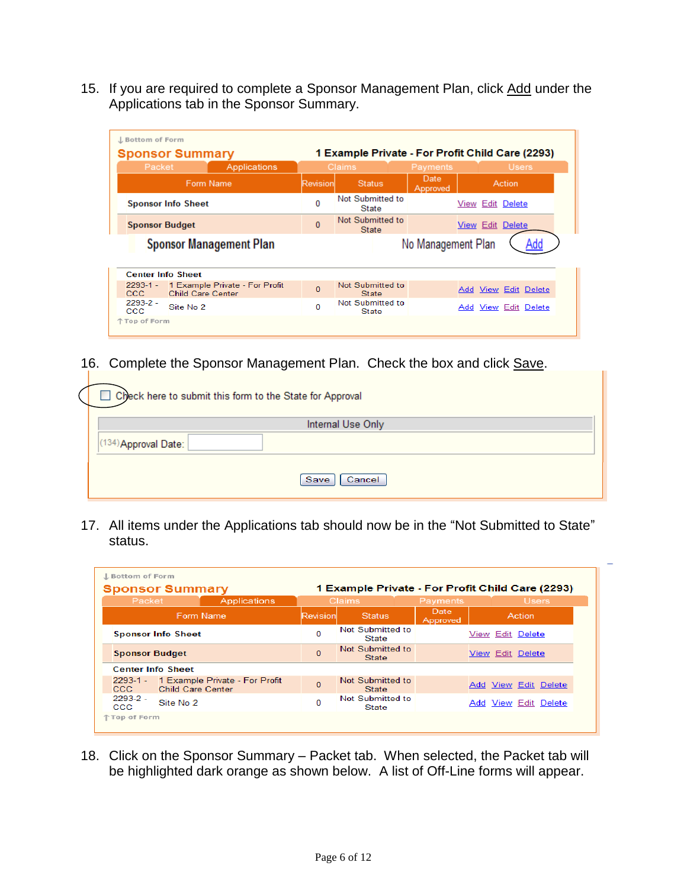15. If you are required to complete a Sponsor Management Plan, click Add under the Applications tab in the Sponsor Summary.

↓ Bottom of Form

**Sponsor Summary** — 1 Example Private - For Profit Child Care (2293)

Packet | Applications | Claims | Payments | Users

| Form Name | | Revision | Status | Date Approved | Action |
|---|---|---|---|---|---|
| Sponsor Info Sheet | | 0 | Not Submitted to State | | View Edit Delete |
| Sponsor Budget | | 0 | Not Submitted to State | | View Edit Delete |
| Sponsor Management Plan | | | No Management Plan | | Add |
| Center Info Sheet | | | | | |
| 2293-1 - CCC | 1 Example Private - For Profit Child Care Center | 0 | Not Submitted to State | | Add View Edit Delete |
| 2293-2 - CCC | Site No 2 | 0 | Not Submitted to State | | Add View Edit Delete |

↑ Top of Form

16. Complete the Sponsor Management Plan. Check the box and click Save.

☐ Check here to submit this form to the State for Approval

Internal Use Only

(134) Approval Date: ______

Save | Cancel

17. All items under the Applications tab should now be in the "Not Submitted to State" status.

↓ Bottom of Form

**Sponsor Summary** — 1 Example Private - For Profit Child Care (2293)

Packet | Applications | Claims | Payments | Users

| Form Name | | Revision | Status | Date Approved | Action |
|---|---|---|---|---|---|
| Sponsor Info Sheet | | 0 | Not Submitted to State | | View Edit Delete |
| Sponsor Budget | | 0 | Not Submitted to State | | View Edit Delete |
| Center Info Sheet | | | | | |
| 2293-1 - CCC | 1 Example Private - For Profit Child Care Center | 0 | Not Submitted to State | | Add View Edit Delete |
| 2293-2 - CCC | Site No 2 | 0 | Not Submitted to State | | Add View Edit Delete |

↑ Top of Form

18. Click on the Sponsor Summary – Packet tab. When selected, the Packet tab will be highlighted dark orange as shown below. A list of Off-Line forms will appear.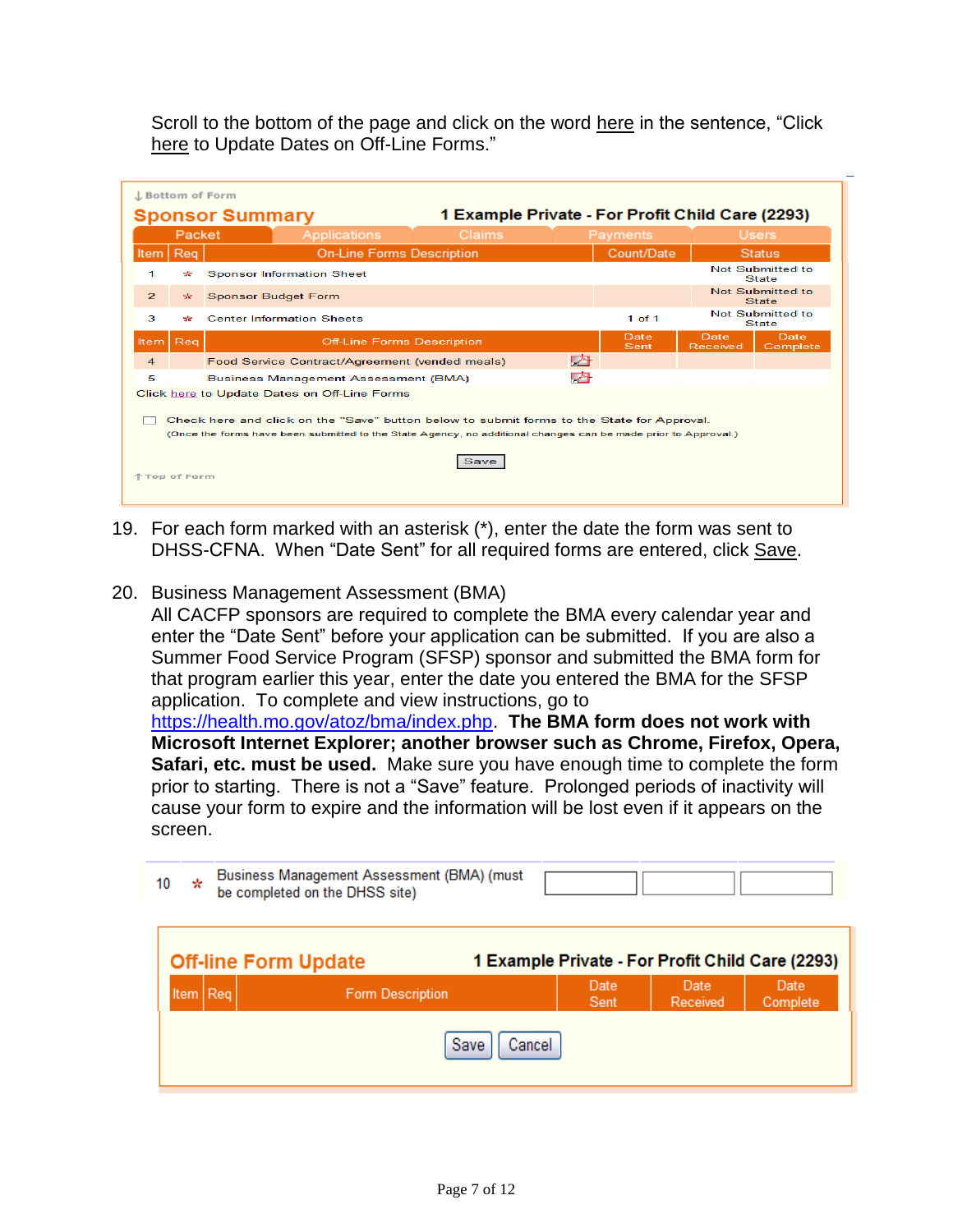Scroll to the bottom of the page and click on the word here in the sentence, “Click here to Update Dates on Off-Line Forms.”

↓ Bottom of Form

**Sponsor Summary** — 1 Example Private - For Profit Child Care (2293)

Packet | Applications | Claims | Payments | Users

| Item | Req | On-Line Forms Description | Count/Date | Status |
|---|---|---|---|---|
| 1 | * | Sponsor Information Sheet | | Not Submitted to State |
| 2 | * | Sponsor Budget Form | | Not Submitted to State |
| 3 | * | Center Information Sheets | 1 of 1 | Not Submitted to State |

| Item | Req | Off-Line Forms Description | Date Sent | Date Received | Date Complete |
|---|---|---|---|---|---|
| 4 | | Food Service Contract/Agreement (vended meals) | | | |
| 5 | | Business Management Assessment (BMA) | | | |

Click here to Update Dates on Off-Line Forms

☐ Check here and click on the "Save" button below to submit forms to the State for Approval.
(Once the forms have been submitted to the State Agency, no additional changes can be made prior to Approval.)

Save

↑ Top of Form

19. For each form marked with an asterisk (*), enter the date the form was sent to DHSS-CFNA. When “Date Sent” for all required forms are entered, click Save.

20. Business Management Assessment (BMA)
All CACFP sponsors are required to complete the BMA every calendar year and enter the “Date Sent” before your application can be submitted. If you are also a Summer Food Service Program (SFSP) sponsor and submitted the BMA form for that program earlier this year, enter the date you entered the BMA for the SFSP application. To complete and view instructions, go to https://health.mo.gov/atoz/bma/index.php. **The BMA form does not work with Microsoft Internet Explorer; another browser such as Chrome, Firefox, Opera, Safari, etc. must be used.** Make sure you have enough time to complete the form prior to starting. There is not a “Save” feature. Prolonged periods of inactivity will cause your form to expire and the information will be lost even if it appears on the screen.

| 10 | * | Business Management Assessment (BMA) (must be completed on the DHSS site) | | | |
|---|---|---|---|---|---|

**Off-line Form Update** — 1 Example Private - For Profit Child Care (2293)

| Item | Req | Form Description | Date Sent | Date Received | Date Complete |
|---|---|---|---|---|---|

Save | Cancel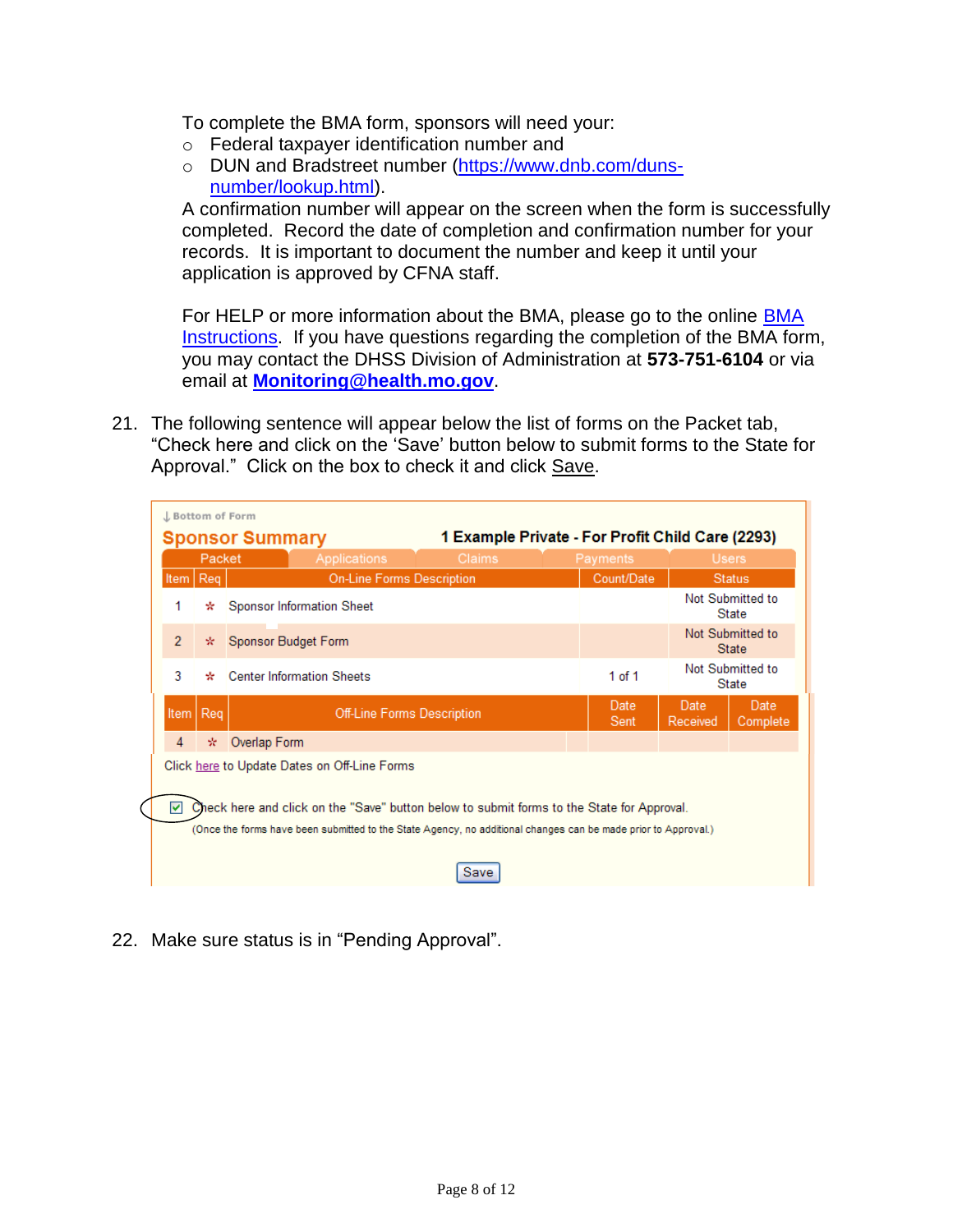To complete the BMA form, sponsors will need your:

- Federal taxpayer identification number and
- DUN and Bradstreet number (https://www.dnb.com/duns-number/lookup.html).

A confirmation number will appear on the screen when the form is successfully completed. Record the date of completion and confirmation number for your records. It is important to document the number and keep it until your application is approved by CFNA staff.

For HELP or more information about the BMA, please go to the online BMA Instructions. If you have questions regarding the completion of the BMA form, you may contact the DHSS Division of Administration at **573-751-6104** or via email at **Monitoring@health.mo.gov**.

21. The following sentence will appear below the list of forms on the Packet tab, “Check here and click on the ‘Save’ button below to submit forms to the State for Approval.” Click on the box to check it and click Save.

↓ Bottom of Form

**Sponsor Summary** — **1 Example Private - For Profit Child Care (2293)**

Packet | Applications | Claims | Payments | Users

| Item | Req | On-Line Forms Description | Count/Date | Status |
|---|---|---|---|---|
| 1 | * | Sponsor Information Sheet | | Not Submitted to State |
| 2 | * | Sponsor Budget Form | | Not Submitted to State |
| 3 | * | Center Information Sheets | 1 of 1 | Not Submitted to State |

| Item | Req | Off-Line Forms Description | Date Sent | Date Received | Date Complete |
|---|---|---|---|---|---|
| 4 | * | Overlap Form | | | |

Click here to Update Dates on Off-Line Forms

☑ Check here and click on the "Save" button below to submit forms to the State for Approval.
(Once the forms have been submitted to the State Agency, no additional changes can be made prior to Approval.)

Save

22. Make sure status is in “Pending Approval”.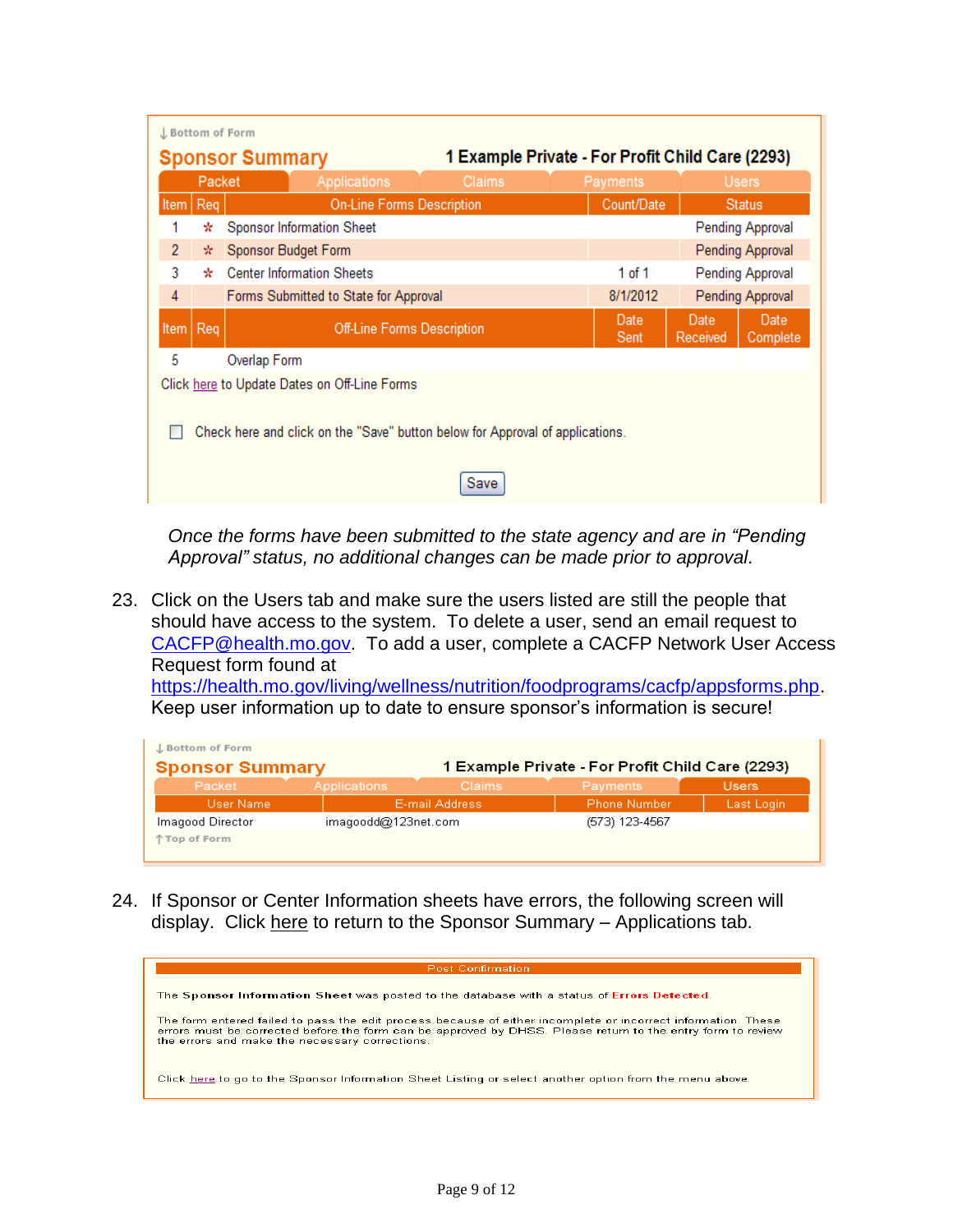↓ Bottom of Form

**Sponsor Summary** — 1 Example Private - For Profit Child Care (2293)

Packet | Applications | Claims | Payments | Users

| Item | Req | On-Line Forms Description | Count/Date | Status |
|---|---|---|---|---|
| 1 | * | Sponsor Information Sheet | | Pending Approval |
| 2 | * | Sponsor Budget Form | | Pending Approval |
| 3 | * | Center Information Sheets | 1 of 1 | Pending Approval |
| 4 | | Forms Submitted to State for Approval | 8/1/2012 | Pending Approval |

| Item | Req | Off-Line Forms Description | Date Sent | Date Received | Date Complete |
|---|---|---|---|---|---|
| 5 | | Overlap Form | | | |

Click here to Update Dates on Off-Line Forms

☐ Check here and click on the "Save" button below for Approval of applications.

Save

*Once the forms have been submitted to the state agency and are in "Pending Approval" status, no additional changes can be made prior to approval.*

23. Click on the Users tab and make sure the users listed are still the people that should have access to the system. To delete a user, send an email request to CACFP@health.mo.gov. To add a user, complete a CACFP Network User Access Request form found at https://health.mo.gov/living/wellness/nutrition/foodprograms/cacfp/appsforms.php. Keep user information up to date to ensure sponsor's information is secure!

↓ Bottom of Form

**Sponsor Summary** — 1 Example Private - For Profit Child Care (2293)

Packet | Applications | Claims | Payments | Users

| User Name | E-mail Address | Phone Number | Last Login |
|---|---|---|---|
| Imagood Director | imagoodd@123net.com | (573) 123-4567 | |

↑ Top of Form

24. If Sponsor or Center Information sheets have errors, the following screen will display. Click here to return to the Sponsor Summary – Applications tab.

**Post Confirmation**

The **Sponsor Information Sheet** was posted to the database with a status of **Errors Detected**.

The form entered failed to pass the edit process because of either incomplete or incorrect information. These errors must be corrected before the form can be approved by DHSS. Please return to the entry form to review the errors and make the necessary corrections.

Click here to go to the Sponsor Information Sheet Listing or select another option from the menu above.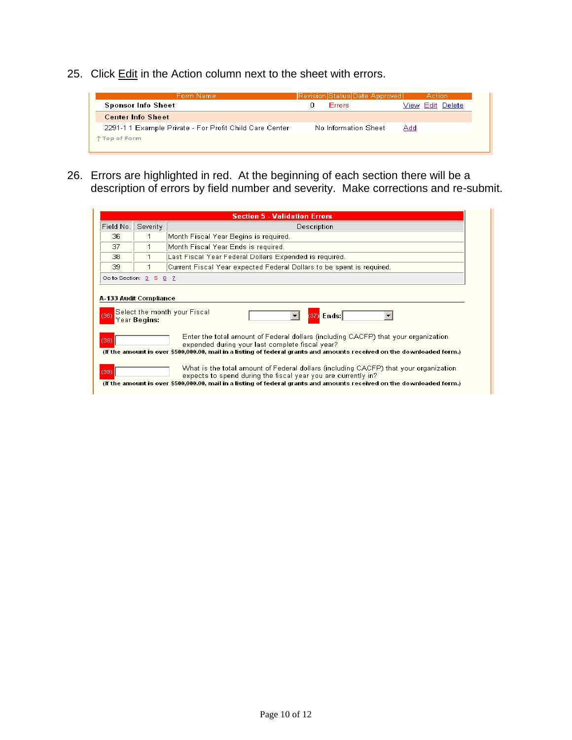25. Click Edit in the Action column next to the sheet with errors.

| Form Name | Revision | Status | Date Approved | Action |
|---|---|---|---|---|
| **Sponsor Info Sheet** | 0 | Errors | | View Edit Delete |
| **Center Info Sheet** | | | | |
| 2291-1 1 Example Private - For Profit Child Care Center | | No Information Sheet | | Add |

↑ Top of Form

26. Errors are highlighted in red. At the beginning of each section there will be a description of errors by field number and severity. Make corrections and re-submit.

**Section 5 - Validation Errors**

| Field No. | Severity | Description |
|---|---|---|
| 36 | 1 | Month Fiscal Year Begins is required. |
| 37 | 1 | Month Fiscal Year Ends is required. |
| 38 | 1 | Last Fiscal Year Federal Dollars Expended is required. |
| 39 | 1 | Current Fiscal Year expected Federal Dollars to be spent is required. |

Go to Section: 3 5 6 7

**A-133 Audit Compliance**

(36) Select the month your Fiscal Year **Begins:** (37) **Ends:**

(38) Enter the total amount of Federal dollars (including CACFP) that your organization expended during your last complete fiscal year?
**(If the amount is over $500,000.00, mail in a listing of federal grants and amounts received on the downloaded form.)**

(39) What is the total amount of Federal dollars (including CACFP) that your organization expects to spend during the fiscal year you are currently in?
**(If the amount is over $500,000.00, mail in a listing of federal grants and amounts received on the downloaded form.)**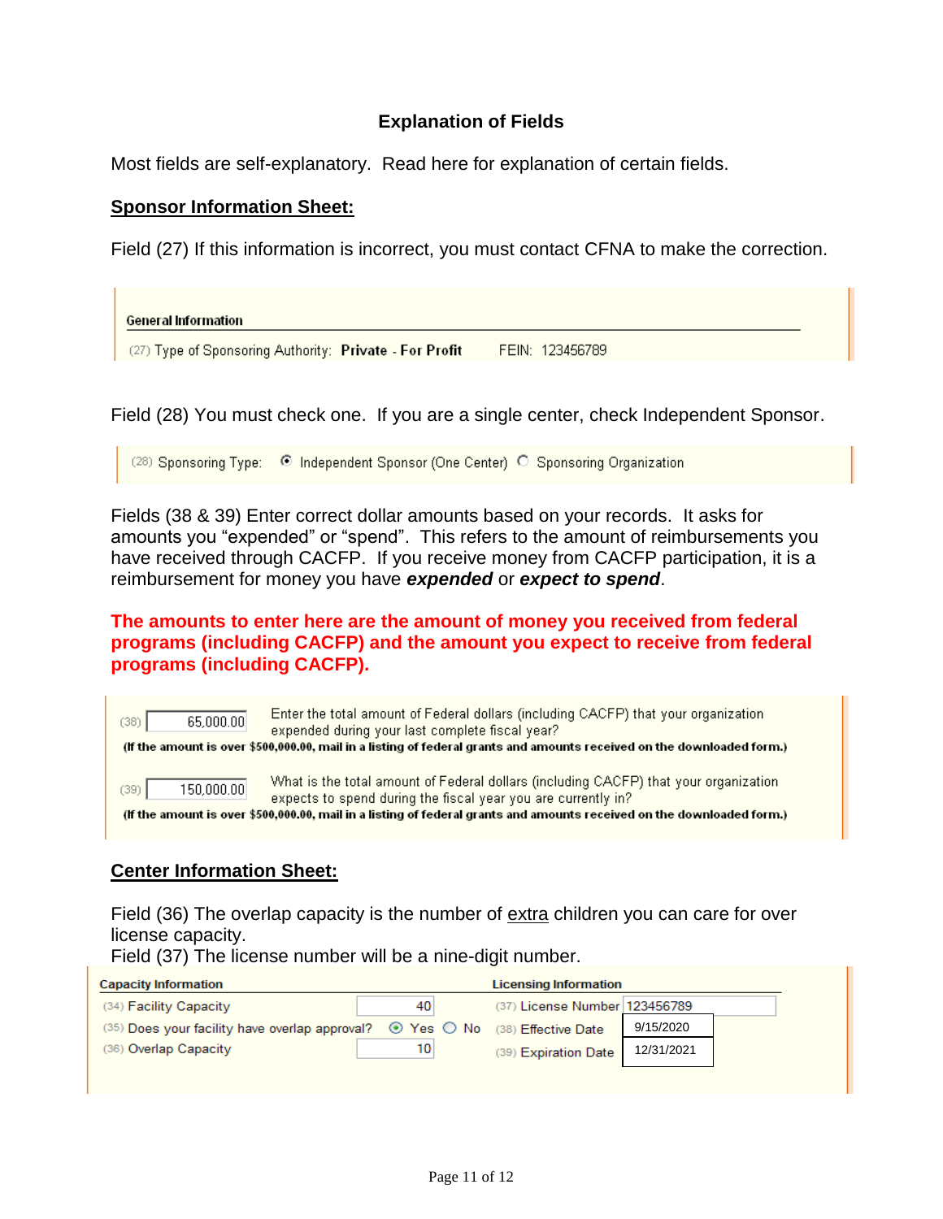## Explanation of Fields

Most fields are self-explanatory. Read here for explanation of certain fields.

### Sponsor Information Sheet:

Field (27) If this information is incorrect, you must contact CFNA to make the correction.

**General Information**

(27) Type of Sponsoring Authority: **Private - For Profit** FEIN: 123456789

Field (28) You must check one. If you are a single center, check Independent Sponsor.

(28) Sponsoring Type: ◉ Independent Sponsor (One Center) ○ Sponsoring Organization

Fields (38 & 39) Enter correct dollar amounts based on your records. It asks for amounts you "expended" or "spend". This refers to the amount of reimbursements you have received through CACFP. If you receive money from CACFP participation, it is a reimbursement for money you have ***expended*** or ***expect to spend***.

**The amounts to enter here are the amount of money you received from federal programs (including CACFP) and the amount you expect to receive from federal programs (including CACFP).**

(38) 65,000.00 — Enter the total amount of Federal dollars (including CACFP) that your organization expended during your last complete fiscal year?

**(If the amount is over $500,000.00, mail in a listing of federal grants and amounts received on the downloaded form.)**

(39) 150,000.00 — What is the total amount of Federal dollars (including CACFP) that your organization expects to spend during the fiscal year you are currently in?

**(If the amount is over $500,000.00, mail in a listing of federal grants and amounts received on the downloaded form.)**

### Center Information Sheet:

Field (36) The overlap capacity is the number of extra children you can care for over license capacity.

Field (37) The license number will be a nine-digit number.

| Capacity Information | | Licensing Information | |
|---|---|---|---|
| (34) Facility Capacity | 40 | (37) License Number | 123456789 |
| (35) Does your facility have overlap approval? | ◉ Yes ○ No | (38) Effective Date | 9/15/2020 |
| (36) Overlap Capacity | 10 | (39) Expiration Date | 12/31/2021 |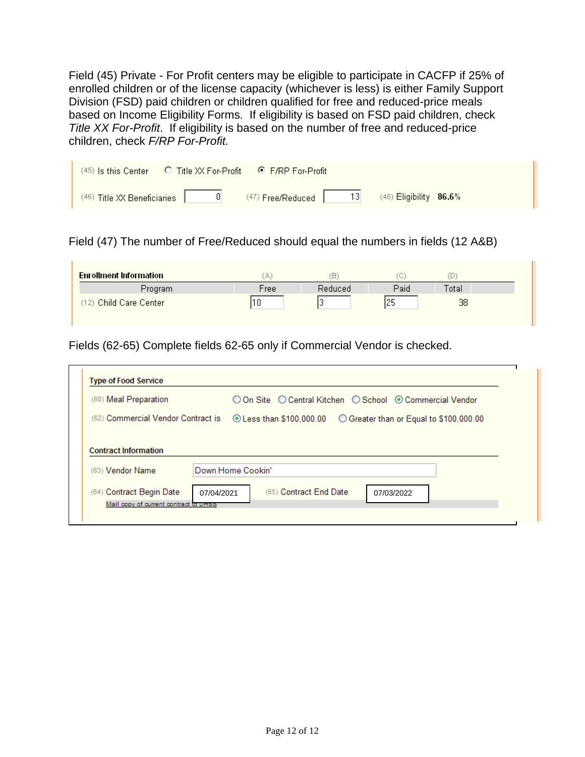Field (45) Private - For Profit centers may be eligible to participate in CACFP if 25% of enrolled children or of the license capacity (whichever is less) is either Family Support Division (FSD) paid children or children qualified for free and reduced-price meals based on Income Eligibility Forms. If eligibility is based on FSD paid children, check *Title XX For-Profit*. If eligibility is based on the number of free and reduced-price children, check *F/RP For-Profit.*

(45) Is this Center ○ Title XX For-Profit ◉ F/RP For-Profit

(46) Title XX Beneficiaries 0 (47) Free/Reduced 13 (48) Eligibility **86.6%**

Field (47) The number of Free/Reduced should equal the numbers in fields (12 A&B)

**Enrollment Information**

| | (A) | (B) | (C) | (D) |
|---|---|---|---|---|
| Program | Free | Reduced | Paid | Total |
| (12) Child Care Center | 10 | 3 | 25 | 38 |

Fields (62-65) Complete fields 62-65 only if Commercial Vendor is checked.

**Type of Food Service**

(60) Meal Preparation ○ On Site ○ Central Kitchen ○ School ◉ Commercial Vendor

(62) Commercial Vendor Contract is ◉ Less than $100,000.00 ○ Greater than or Equal to $100,000.00

**Contract Information**

(63) Vendor Name Down Home Cookin'

(64) Contract Begin Date 07/04/2021 (65) Contract End Date 07/03/2022

Mail copy of current contract to DHSS